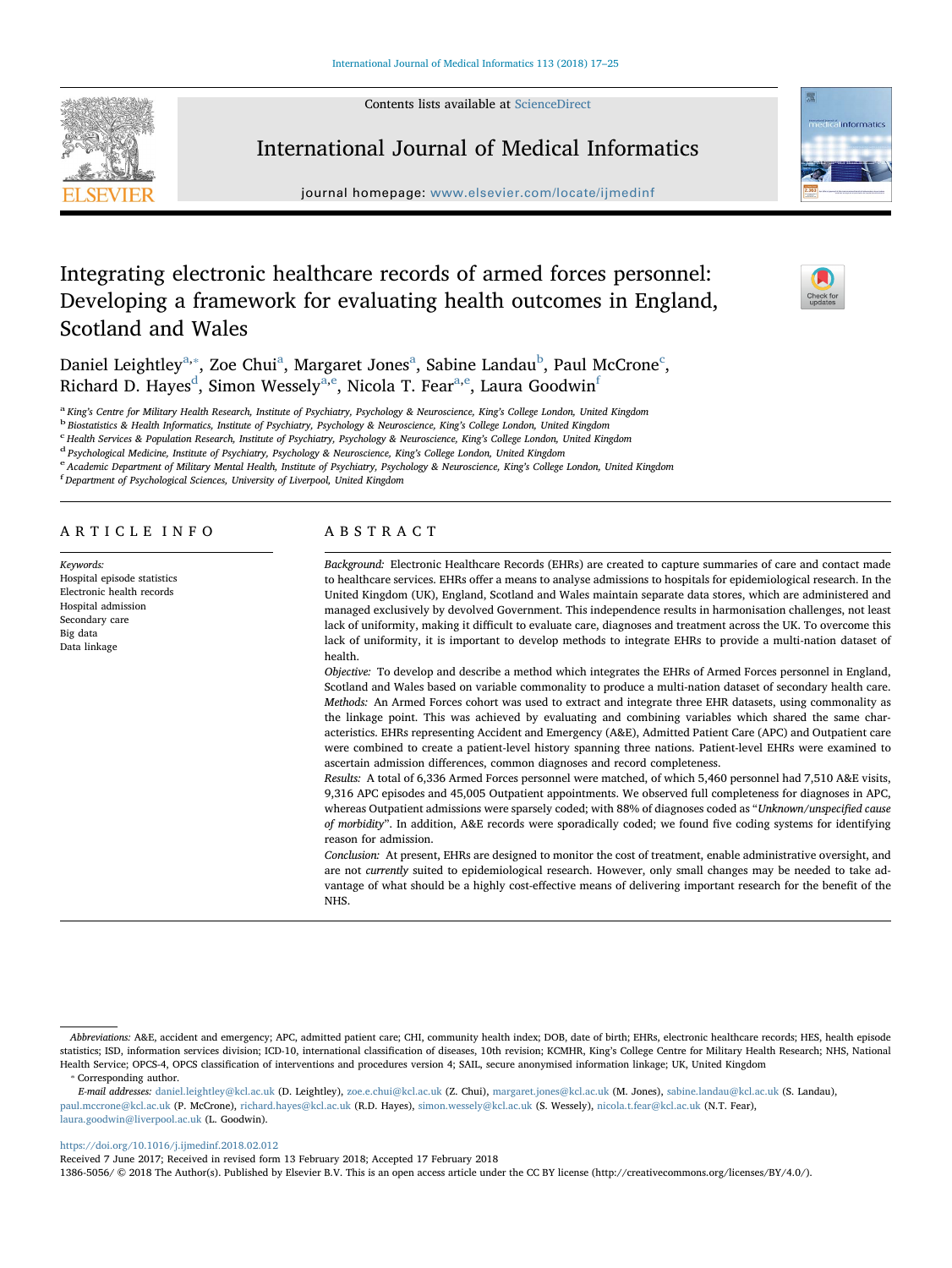# Integrating electronic healthcare records of armed forces personnel: Developing a framework for evaluating health outcomes in England, Scotland and Wales

Daniel Leightley[a,*], Zoe Chui[a], Margaret Jones[a], Sabine Landau[b], Paul McCrone[c], Richard D. Hayes[d], Simon Wessely[a,e], Nicola T. Fear[a,e], Laura Goodwin[f]

[a] King's Centre for Military Health Research, Institute of Psychiatry, Psychology & Neuroscience, King's College London, United Kingdom
[b] Biostatistics & Health Informatics, Institute of Psychiatry, Psychology & Neuroscience, King's College London, United Kingdom
[c] Health Services & Population Research, Institute of Psychiatry, Psychology & Neuroscience, King's College London, United Kingdom
[d] Psychological Medicine, Institute of Psychiatry, Psychology & Neuroscience, King's College London, United Kingdom
[e] Academic Department of Military Mental Health, Institute of Psychiatry, Psychology & Neuroscience, King's College London, United Kingdom
[f] Department of Psychological Sciences, University of Liverpool, United Kingdom

## ARTICLE INFO

*Keywords:*
Hospital episode statistics
Electronic health records
Hospital admission
Secondary care
Big data
Data linkage

## ABSTRACT

*Background:* Electronic Healthcare Records (EHRs) are created to capture summaries of care and contact made to healthcare services. EHRs offer a means to analyse admissions to hospitals for epidemiological research. In the United Kingdom (UK), England, Scotland and Wales maintain separate data stores, which are administered and managed exclusively by devolved Government. This independence results in harmonisation challenges, not least lack of uniformity, making it difficult to evaluate care, diagnoses and treatment across the UK. To overcome this lack of uniformity, it is important to develop methods to integrate EHRs to provide a multi-nation dataset of health.

*Objective:* To develop and describe a method which integrates the EHRs of Armed Forces personnel in England, Scotland and Wales based on variable commonality to produce a multi-nation dataset of secondary health care.

*Methods:* An Armed Forces cohort was used to extract and integrate three EHR datasets, using commonality as the linkage point. This was achieved by evaluating and combining variables which shared the same characteristics. EHRs representing Accident and Emergency (A&E), Admitted Patient Care (APC) and Outpatient care were combined to create a patient-level history spanning three nations. Patient-level EHRs were examined to ascertain admission differences, common diagnoses and record completeness.

*Results:* A total of 6,336 Armed Forces personnel were matched, of which 5,460 personnel had 7,510 A&E visits, 9,316 APC episodes and 45,005 Outpatient appointments. We observed full completeness for diagnoses in APC, whereas Outpatient admissions were sparsely coded; with 88% of diagnoses coded as "*Unknown/unspecified cause of morbidity*". In addition, A&E records were sporadically coded; we found five coding systems for identifying reason for admission.

*Conclusion:* At present, EHRs are designed to monitor the cost of treatment, enable administrative oversight, and are not *currently* suited to epidemiological research. However, only small changes may be needed to take advantage of what should be a highly cost-effective means of delivering important research for the benefit of the NHS.

---

*Abbreviations:* A&E, accident and emergency; APC, admitted patient care; CHI, community health index; DOB, date of birth; EHRs, electronic healthcare records; HES, health episode statistics; ISD, information services division; ICD-10, international classification of diseases, 10th revision; KCMHR, King's College Centre for Military Health Research; NHS, National Health Service; OPCS-4, OPCS classification of interventions and procedures version 4; SAIL, secure anonymised information linkage; UK, United Kingdom

* Corresponding author.

*E-mail addresses:* daniel.leightley@kcl.ac.uk (D. Leightley), zoe.e.chui@kcl.ac.uk (Z. Chui), margaret.jones@kcl.ac.uk (M. Jones), sabine.landau@kcl.ac.uk (S. Landau), paul.mccrone@kcl.ac.uk (P. McCrone), richard.hayes@kcl.ac.uk (R.D. Hayes), simon.wessely@kcl.ac.uk (S. Wessely), nicola.t.fear@kcl.ac.uk (N.T. Fear), laura.goodwin@liverpool.ac.uk (L. Goodwin).

https://doi.org/10.1016/j.ijmedinf.2018.02.012
Received 7 June 2017; Received in revised form 13 February 2018; Accepted 17 February 2018
1386-5056/ © 2018 The Author(s). Published by Elsevier B.V. This is an open access article under the CC BY license (http://creativecommons.org/licenses/BY/4.0/).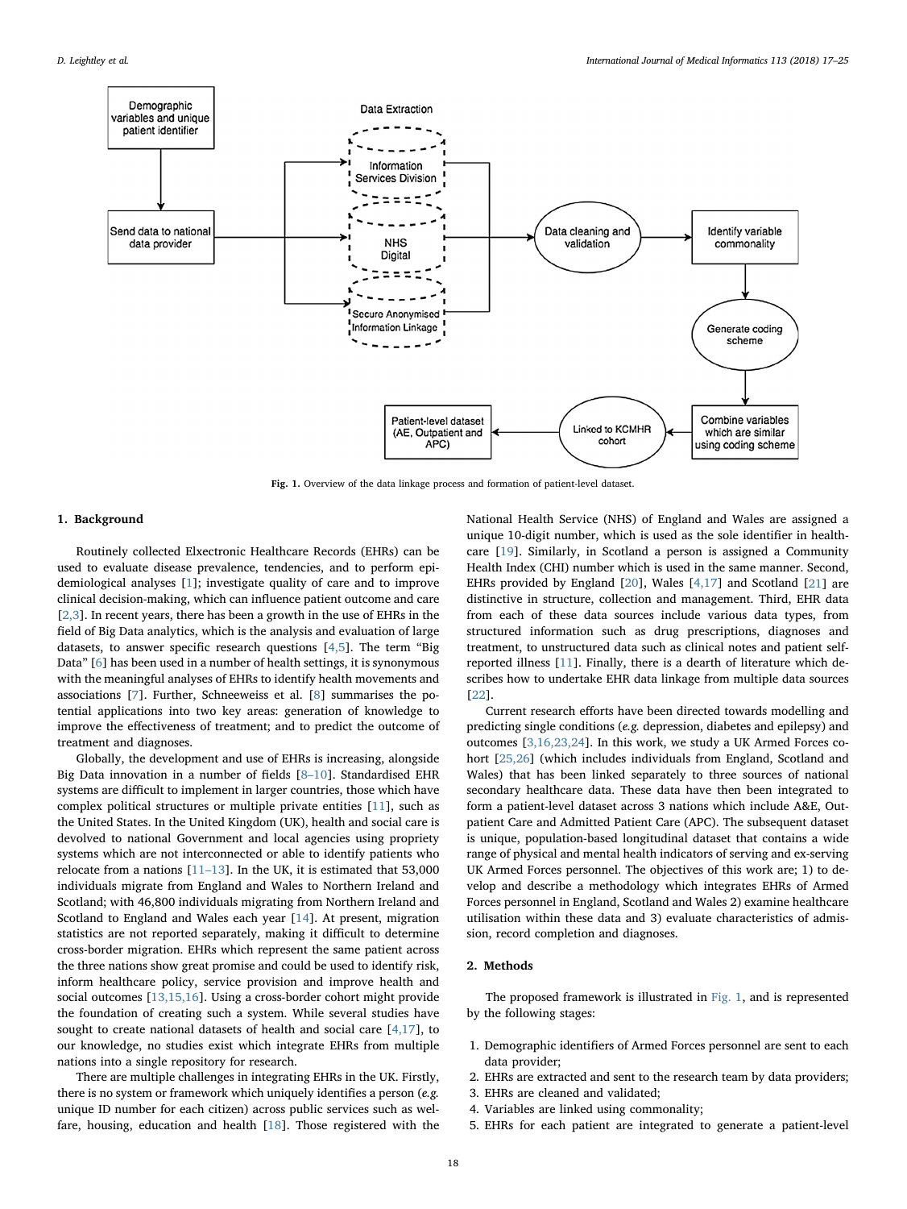Fig. 1. Overview of the data linkage process and formation of patient-level dataset.

## 1. Background

Routinely collected Elxectronic Healthcare Records (EHRs) can be used to evaluate disease prevalence, tendencies, and to perform epidemiological analyses [1]; investigate quality of care and to improve clinical decision-making, which can influence patient outcome and care [2,3]. In recent years, there has been a growth in the use of EHRs in the field of Big Data analytics, which is the analysis and evaluation of large datasets, to answer specific research questions [4,5]. The term "Big Data" [6] has been used in a number of health settings, it is synonymous with the meaningful analyses of EHRs to identify health movements and associations [7]. Further, Schneeweiss et al. [8] summarises the potential applications into two key areas: generation of knowledge to improve the effectiveness of treatment; and to predict the outcome of treatment and diagnoses.

Globally, the development and use of EHRs is increasing, alongside Big Data innovation in a number of fields [8–10]. Standardised EHR systems are difficult to implement in larger countries, those which have complex political structures or multiple private entities [11], such as the United States. In the United Kingdom (UK), health and social care is devolved to national Government and local agencies using propriety systems which are not interconnected or able to identify patients who relocate from a nations [11–13]. In the UK, it is estimated that 53,000 individuals migrate from England and Wales to Northern Ireland and Scotland; with 46,800 individuals migrating from Northern Ireland and Scotland to England and Wales each year [14]. At present, migration statistics are not reported separately, making it difficult to determine cross-border migration. EHRs which represent the same patient across the three nations show great promise and could be used to identify risk, inform healthcare policy, service provision and improve health and social outcomes [13,15,16]. Using a cross-border cohort might provide the foundation of creating such a system. While several studies have sought to create national datasets of health and social care [4,17], to our knowledge, no studies exist which integrate EHRs from multiple nations into a single repository for research.

There are multiple challenges in integrating EHRs in the UK. Firstly, there is no system or framework which uniquely identifies a person (*e.g.* unique ID number for each citizen) across public services such as welfare, housing, education and health [18]. Those registered with the National Health Service (NHS) of England and Wales are assigned a unique 10-digit number, which is used as the sole identifier in healthcare [19]. Similarly, in Scotland a person is assigned a Community Health Index (CHI) number which is used in the same manner. Second, EHRs provided by England [20], Wales [4,17] and Scotland [21] are distinctive in structure, collection and management. Third, EHR data from each of these data sources include various data types, from structured information such as drug prescriptions, diagnoses and treatment, to unstructured data such as clinical notes and patient self-reported illness [11]. Finally, there is a dearth of literature which describes how to undertake EHR data linkage from multiple data sources [22].

Current research efforts have been directed towards modelling and predicting single conditions (*e.g.* depression, diabetes and epilepsy) and outcomes [3,16,23,24]. In this work, we study a UK Armed Forces cohort [25,26] (which includes individuals from England, Scotland and Wales) that has been linked separately to three sources of national secondary healthcare data. These data have then been integrated to form a patient-level dataset across 3 nations which include A&E, Outpatient Care and Admitted Patient Care (APC). The subsequent dataset is unique, population-based longitudinal dataset that contains a wide range of physical and mental health indicators of serving and ex-serving UK Armed Forces personnel. The objectives of this work are; 1) to develop and describe a methodology which integrates EHRs of Armed Forces personnel in England, Scotland and Wales 2) examine healthcare utilisation within these data and 3) evaluate characteristics of admission, record completion and diagnoses.

## 2. Methods

The proposed framework is illustrated in Fig. 1, and is represented by the following stages:

1. Demographic identifiers of Armed Forces personnel are sent to each data provider;
2. EHRs are extracted and sent to the research team by data providers;
3. EHRs are cleaned and validated;
4. Variables are linked using commonality;
5. EHRs for each patient are integrated to generate a patient-level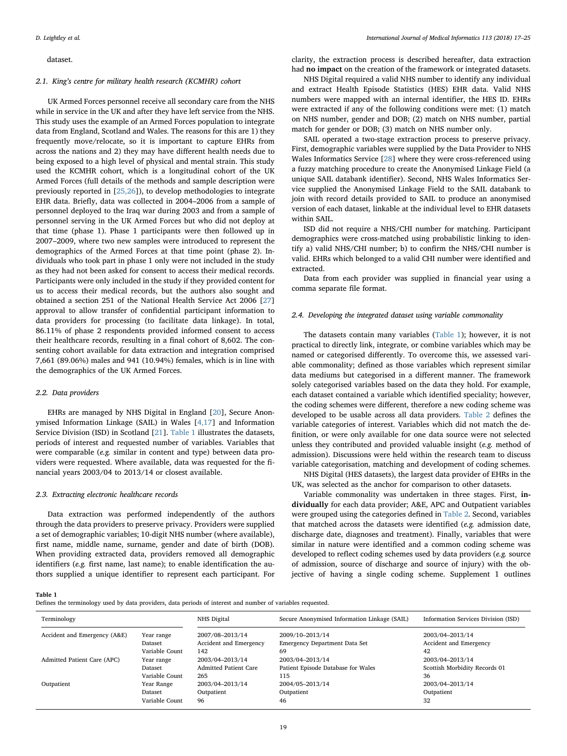dataset.

### 2.1. King's centre for military health research (KCMHR) cohort

UK Armed Forces personnel receive all secondary care from the NHS while in service in the UK and after they have left service from the NHS. This study uses the example of an Armed Forces population to integrate data from England, Scotland and Wales. The reasons for this are 1) they frequently move/relocate, so it is important to capture EHRs from across the nations and 2) they may have different health needs due to being exposed to a high level of physical and mental strain. This study used the KCMHR cohort, which is a longitudinal cohort of the UK Armed Forces (full details of the methods and sample description were previously reported in [25,26]), to develop methodologies to integrate EHR data. Briefly, data was collected in 2004–2006 from a sample of personnel deployed to the Iraq war during 2003 and from a sample of personnel serving in the UK Armed Forces but who did not deploy at that time (phase 1). Phase 1 participants were then followed up in 2007–2009, where two new samples were introduced to represent the demographics of the Armed Forces at that time point (phase 2). Individuals who took part in phase 1 only were not included in the study as they had not been asked for consent to access their medical records. Participants were only included in the study if they provided content for us to access their medical records, but the authors also sought and obtained a section 251 of the National Health Service Act 2006 [27] approval to allow transfer of confidential participant information to data providers for processing (to facilitate data linkage). In total, 86.11% of phase 2 respondents provided informed consent to access their healthcare records, resulting in a final cohort of 8,602. The consenting cohort available for data extraction and integration comprised 7,661 (89.06%) males and 941 (10.94%) females, which is in line with the demographics of the UK Armed Forces.

### 2.2. Data providers

EHRs are managed by NHS Digital in England [20], Secure Anonymised Information Linkage (SAIL) in Wales [4,17] and Information Service Division (ISD) in Scotland [21]. Table 1 illustrates the datasets, periods of interest and requested number of variables. Variables that were comparable (*e.g.* similar in content and type) between data providers were requested. Where available, data was requested for the financial years 2003/04 to 2013/14 or closest available.

### 2.3. Extracting electronic healthcare records

Data extraction was performed independently of the authors through the data providers to preserve privacy. Providers were supplied a set of demographic variables; 10-digit NHS number (where available), first name, middle name, surname, gender and date of birth (DOB). When providing extracted data, providers removed all demographic identifiers (*e.g.* first name, last name); to enable identification the authors supplied a unique identifier to represent each participant. For clarity, the extraction process is described hereafter, data extraction had **no impact** on the creation of the framework or integrated datasets.

NHS Digital required a valid NHS number to identify any individual and extract Health Episode Statistics (HES) EHR data. Valid NHS numbers were mapped with an internal identifier, the HES ID. EHRs were extracted if any of the following conditions were met: (1) match on NHS number, gender and DOB; (2) match on NHS number, partial match for gender or DOB; (3) match on NHS number only.

SAIL operated a two-stage extraction process to preserve privacy. First, demographic variables were supplied by the Data Provider to NHS Wales Informatics Service [28] where they were cross-referenced using a fuzzy matching procedure to create the Anonymised Linkage Field (a unique SAIL databank identifier). Second, NHS Wales Informatics Service supplied the Anonymised Linkage Field to the SAIL databank to join with record details provided to SAIL to produce an anonymised version of each dataset, linkable at the individual level to EHR datasets within SAIL.

ISD did not require a NHS/CHI number for matching. Participant demographics were cross-matched using probabilistic linking to identify a) valid NHS/CHI number; b) to confirm the NHS/CHI number is valid. EHRs which belonged to a valid CHI number were identified and extracted.

Data from each provider was supplied in financial year using a comma separate file format.

### 2.4. Developing the integrated dataset using variable commonality

The datasets contain many variables (Table 1); however, it is not practical to directly link, integrate, or combine variables which may be named or categorised differently. To overcome this, we assessed variable commonality; defined as those variables which represent similar data mediums but categorised in a different manner. The framework solely categorised variables based on the data they hold. For example, each dataset contained a variable which identified speciality; however, the coding schemes were different, therefore a new coding scheme was developed to be usable across all data providers. Table 2 defines the variable categories of interest. Variables which did not match the definition, or were only available for one data source were not selected unless they contributed and provided valuable insight (*e.g.* method of admission). Discussions were held within the research team to discuss variable categorisation, matching and development of coding schemes.

NHS Digital (HES datasets), the largest data provider of EHRs in the UK, was selected as the anchor for comparison to other datasets.

Variable commonality was undertaken in three stages. First, **individually** for each data provider; A&E, APC and Outpatient variables were grouped using the categories defined in Table 2. Second, variables that matched across the datasets were identified (*e.g.* admission date, discharge date, diagnoses and treatment). Finally, variables that were similar in nature were identified and a common coding scheme was developed to reflect coding schemes used by data providers (*e.g.* source of admission, source of discharge and source of injury) with the objective of having a single coding scheme. Supplement 1 outlines

**Table 1**
Defines the terminology used by data providers, data periods of interest and number of variables requested.

| Terminology | | NHS Digital | Secure Anonymised Information Linkage (SAIL) | Information Services Division (ISD) |
|---|---|---|---|---|
| Accident and Emergency (A&E) | Year range | 2007/08–2013/14 | 2009/10–2013/14 | 2003/04–2013/14 |
| | Dataset | Accident and Emergency | Emergency Department Data Set | Accident and Emergency |
| | Variable Count | 142 | 69 | 42 |
| Admitted Patient Care (APC) | Year range | 2003/04–2013/14 | 2003/04–2013/14 | 2003/04–2013/14 |
| | Dataset | Admitted Patient Care | Patient Episode Database for Wales | Scottish Morbidity Records 01 |
| | Variable Count | 265 | 115 | 36 |
| Outpatient | Year Range | 2003/04–2013/14 | 2004/05–2013/14 | 2003/04–2013/14 |
| | Dataset | Outpatient | Outpatient | Outpatient |
| | Variable Count | 96 | 46 | 32 |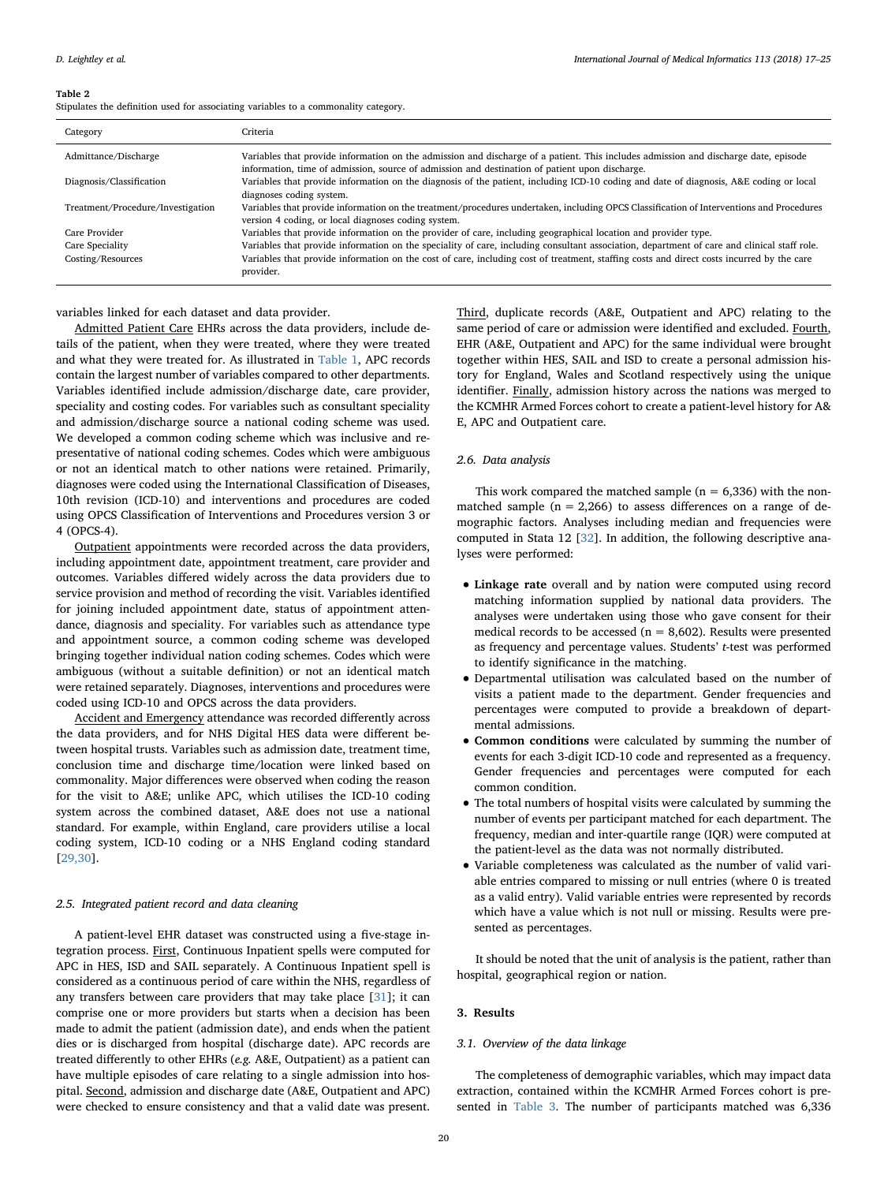**Table 2**
Stipulates the definition used for associating variables to a commonality category.

| Category | Criteria |
|---|---|
| Admittance/Discharge | Variables that provide information on the admission and discharge of a patient. This includes admission and discharge date, episode information, time of admission, source of admission and destination of patient upon discharge. |
| Diagnosis/Classification | Variables that provide information on the diagnosis of the patient, including ICD-10 coding and date of diagnosis, A&E coding or local diagnoses coding system. |
| Treatment/Procedure/Investigation | Variables that provide information on the treatment/procedures undertaken, including OPCS Classification of Interventions and Procedures version 4 coding, or local diagnoses coding system. |
| Care Provider | Variables that provide information on the provider of care, including geographical location and provider type. |
| Care Speciality | Variables that provide information on the speciality of care, including consultant association, department of care and clinical staff role. |
| Costing/Resources | Variables that provide information on the cost of care, including cost of treatment, staffing costs and direct costs incurred by the care provider. |

variables linked for each dataset and data provider.

Admitted Patient Care EHRs across the data providers, include details of the patient, when they were treated, where they were treated and what they were treated for. As illustrated in Table 1, APC records contain the largest number of variables compared to other departments. Variables identified include admission/discharge date, care provider, speciality and costing codes. For variables such as consultant speciality and admission/discharge source a national coding scheme was used. We developed a common coding scheme which was inclusive and representative of national coding schemes. Codes which were ambiguous or not an identical match to other nations were retained. Primarily, diagnoses were coded using the International Classification of Diseases, 10th revision (ICD-10) and interventions and procedures are coded using OPCS Classification of Interventions and Procedures version 3 or 4 (OPCS-4).

Outpatient appointments were recorded across the data providers, including appointment date, appointment treatment, care provider and outcomes. Variables differed widely across the data providers due to service provision and method of recording the visit. Variables identified for joining included appointment date, status of appointment attendance, diagnosis and speciality. For variables such as attendance type and appointment source, a common coding scheme was developed bringing together individual nation coding schemes. Codes which were ambiguous (without a suitable definition) or not an identical match were retained separately. Diagnoses, interventions and procedures were coded using ICD-10 and OPCS across the data providers.

Accident and Emergency attendance was recorded differently across the data providers, and for NHS Digital HES data were different between hospital trusts. Variables such as admission date, treatment time, conclusion time and discharge time/location were linked based on commonality. Major differences were observed when coding the reason for the visit to A&E; unlike APC, which utilises the ICD-10 coding system across the combined dataset, A&E does not use a national standard. For example, within England, care providers utilise a local coding system, ICD-10 coding or a NHS England coding standard [29,30].

### 2.5. Integrated patient record and data cleaning

A patient-level EHR dataset was constructed using a five-stage integration process. First, Continuous Inpatient spells were computed for APC in HES, ISD and SAIL separately. A Continuous Inpatient spell is considered as a continuous period of care within the NHS, regardless of any transfers between care providers that may take place [31]; it can comprise one or more providers but starts when a decision has been made to admit the patient (admission date), and ends when the patient dies or is discharged from hospital (discharge date). APC records are treated differently to other EHRs (*e.g.* A&E, Outpatient) as a patient can have multiple episodes of care relating to a single admission into hospital. Second, admission and discharge date (A&E, Outpatient and APC) were checked to ensure consistency and that a valid date was present. Third, duplicate records (A&E, Outpatient and APC) relating to the same period of care or admission were identified and excluded. Fourth, EHR (A&E, Outpatient and APC) for the same individual were brought together within HES, SAIL and ISD to create a personal admission history for England, Wales and Scotland respectively using the unique identifier. Finally, admission history across the nations was merged to the KCMHR Armed Forces cohort to create a patient-level history for A&E, APC and Outpatient care.

### 2.6. Data analysis

This work compared the matched sample (n = 6,336) with the non-matched sample (n = 2,266) to assess differences on a range of demographic factors. Analyses including median and frequencies were computed in Stata 12 [32]. In addition, the following descriptive analyses were performed:

- **Linkage rate** overall and by nation were computed using record matching information supplied by national data providers. The analyses were undertaken using those who gave consent for their medical records to be accessed (n = 8,602). Results were presented as frequency and percentage values. Students' *t*-test was performed to identify significance in the matching.
- Departmental utilisation was calculated based on the number of visits a patient made to the department. Gender frequencies and percentages were computed to provide a breakdown of departmental admissions.
- **Common conditions** were calculated by summing the number of events for each 3-digit ICD-10 code and represented as a frequency. Gender frequencies and percentages were computed for each common condition.
- The total numbers of hospital visits were calculated by summing the number of events per participant matched for each department. The frequency, median and inter-quartile range (IQR) were computed at the patient-level as the data was not normally distributed.
- Variable completeness was calculated as the number of valid variable entries compared to missing or null entries (where 0 is treated as a valid entry). Valid variable entries were represented by records which have a value which is not null or missing. Results were presented as percentages.

It should be noted that the unit of analysis is the patient, rather than hospital, geographical region or nation.

## 3. Results

### 3.1. Overview of the data linkage

The completeness of demographic variables, which may impact data extraction, contained within the KCMHR Armed Forces cohort is presented in Table 3. The number of participants matched was 6,336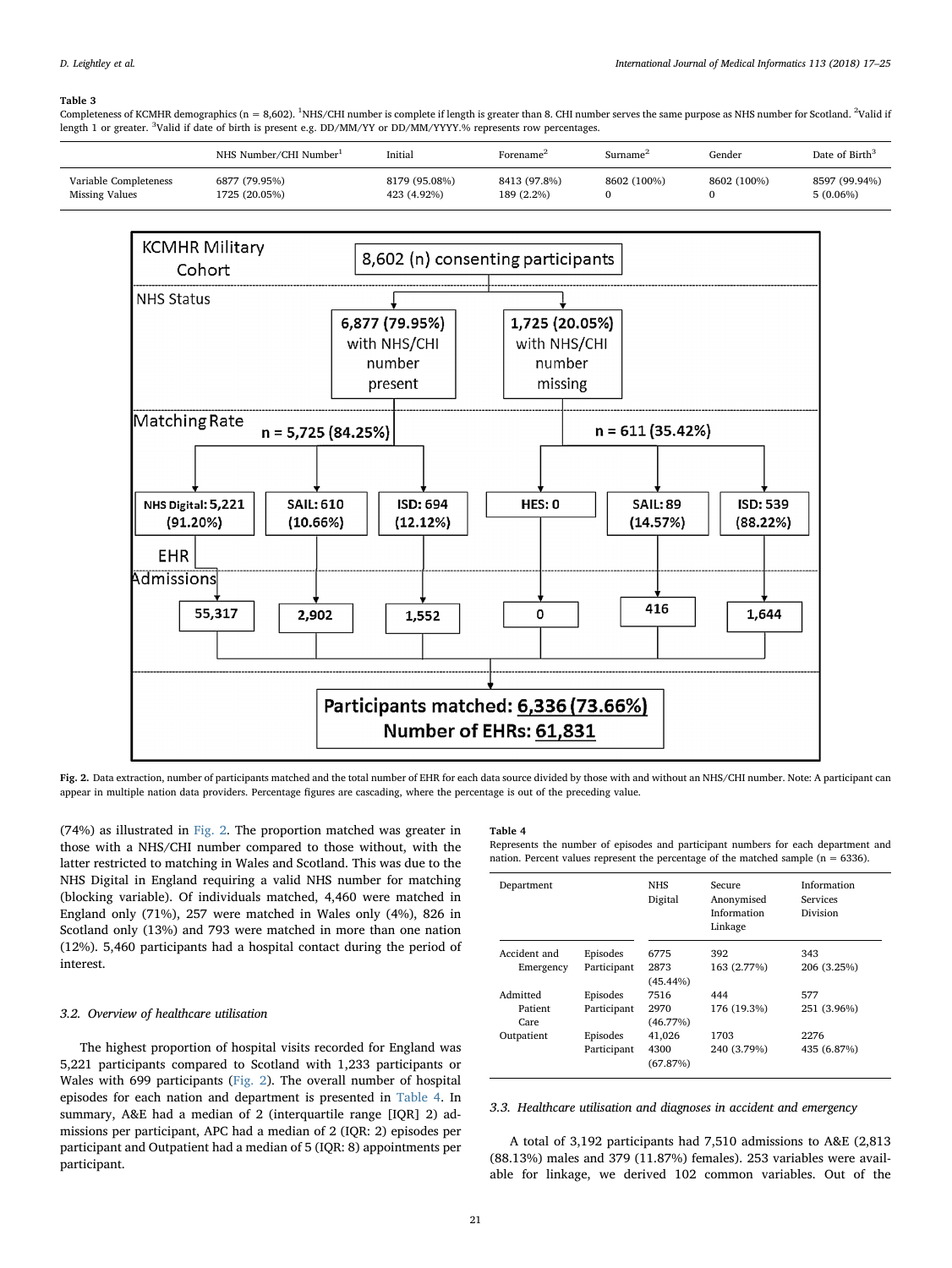**Table 3**

Completeness of KCMHR demographics (n = 8,602). [1]NHS/CHI number is complete if length is greater than 8. CHI number serves the same purpose as NHS number for Scotland. [2]Valid if length 1 or greater. [3]Valid if date of birth is present e.g. DD/MM/YY or DD/MM/YYYY.% represents row percentages.

| | NHS Number/CHI Number[1] | Initial | Forename[2] | Surname[2] | Gender | Date of Birth[3] |
|---|---|---|---|---|---|---|
| Variable Completeness | 6877 (79.95%) | 8179 (95.08%) | 8413 (97.8%) | 8602 (100%) | 8602 (100%) | 8597 (99.94%) |
| Missing Values | 1725 (20.05%) | 423 (4.92%) | 189 (2.2%) | 0 | 0 | 5 (0.06%) |

**Fig. 2.** Data extraction, number of participants matched and the total number of EHR for each data source divided by those with and without an NHS/CHI number. Note: A participant can appear in multiple nation data providers. Percentage figures are cascading, where the percentage is out of the preceding value.

(74%) as illustrated in Fig. 2. The proportion matched was greater in those with a NHS/CHI number compared to those without, with the latter restricted to matching in Wales and Scotland. This was due to the NHS Digital in England requiring a valid NHS number for matching (blocking variable). Of individuals matched, 4,460 were matched in England only (71%), 257 were matched in Wales only (4%), 826 in Scotland only (13%) and 793 were matched in more than one nation (12%). 5,460 participants had a hospital contact during the period of interest.

### 3.2. Overview of healthcare utilisation

The highest proportion of hospital visits recorded for England was 5,221 participants compared to Scotland with 1,233 participants or Wales with 699 participants (Fig. 2). The overall number of hospital episodes for each nation and department is presented in Table 4. In summary, A&E had a median of 2 (interquartile range [IQR] 2) admissions per participant, APC had a median of 2 (IQR: 2) episodes per participant and Outpatient had a median of 5 (IQR: 8) appointments per participant.

**Table 4**

Represents the number of episodes and participant numbers for each department and nation. Percent values represent the percentage of the matched sample (n = 6336).

| Department | | NHS Digital | Secure Anonymised Information Linkage | Information Services Division |
|---|---|---|---|---|
| Accident and Emergency | Episodes | 6775 | 392 | 343 |
| | Participant | 2873 (45.44%) | 163 (2.77%) | 206 (3.25%) |
| Admitted Patient Care | Episodes | 7516 | 444 | 577 |
| | Participant | 2970 (46.77%) | 176 (19.3%) | 251 (3.96%) |
| Outpatient | Episodes | 41,026 | 1703 | 2276 |
| | Participant | 4300 (67.87%) | 240 (3.79%) | 435 (6.87%) |

### 3.3. Healthcare utilisation and diagnoses in accident and emergency

A total of 3,192 participants had 7,510 admissions to A&E (2,813 (88.13%) males and 379 (11.87%) females). 253 variables were available for linkage, we derived 102 common variables. Out of the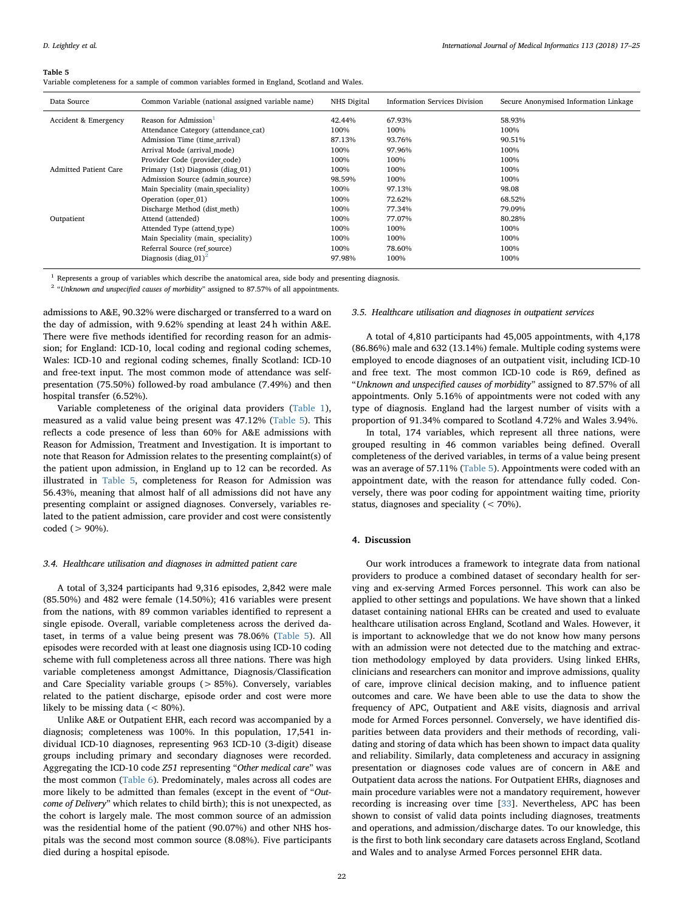**Table 5**
Variable completeness for a sample of common variables formed in England, Scotland and Wales.

| Data Source | Common Variable (national assigned variable name) | NHS Digital | Information Services Division | Secure Anonymised Information Linkage |
|---|---|---|---|---|
| Accident & Emergency | Reason for Admission[1] | 42.44% | 67.93% | 58.93% |
| | Attendance Category (attendance_cat) | 100% | 100% | 100% |
| | Admission Time (time_arrival) | 87.13% | 93.76% | 90.51% |
| | Arrival Mode (arrival_mode) | 100% | 97.96% | 100% |
| | Provider Code (provider_code) | 100% | 100% | 100% |
| Admitted Patient Care | Primary (1st) Diagnosis (diag_01) | 100% | 100% | 100% |
| | Admission Source (admin_source) | 98.59% | 100% | 100% |
| | Main Speciality (main_speciality) | 100% | 97.13% | 98.08 |
| | Operation (oper_01) | 100% | 72.62% | 68.52% |
| | Discharge Method (dist_meth) | 100% | 77.34% | 79.09% |
| Outpatient | Attend (attended) | 100% | 77.07% | 80.28% |
| | Attended Type (attend_type) | 100% | 100% | 100% |
| | Main Speciality (main_ speciality) | 100% | 100% | 100% |
| | Referral Source (ref_source) | 100% | 78.60% | 100% |
| | Diagnosis (diag_01)[2] | 97.98% | 100% | 100% |

[1] Represents a group of variables which describe the anatomical area, side body and presenting diagnosis.
[2] "*Unknown and unspecified causes of morbidity*" assigned to 87.57% of all appointments.

admissions to A&E, 90.32% were discharged or transferred to a ward on the day of admission, with 9.62% spending at least 24 h within A&E. There were five methods identified for recording reason for an admission; for England: ICD-10, local coding and regional coding schemes, Wales: ICD-10 and regional coding schemes, finally Scotland: ICD-10 and free-text input. The most common mode of attendance was self-presentation (75.50%) followed-by road ambulance (7.49%) and then hospital transfer (6.52%).

Variable completeness of the original data providers (Table 1), measured as a valid value being present was 47.12% (Table 5). This reflects a code presence of less than 60% for A&E admissions with Reason for Admission, Treatment and Investigation. It is important to note that Reason for Admission relates to the presenting complaint(s) of the patient upon admission, in England up to 12 can be recorded. As illustrated in Table 5, completeness for Reason for Admission was 56.43%, meaning that almost half of all admissions did not have any presenting complaint or assigned diagnoses. Conversely, variables related to the patient admission, care provider and cost were consistently coded (> 90%).

### 3.4. Healthcare utilisation and diagnoses in admitted patient care

A total of 3,324 participants had 9,316 episodes, 2,842 were male (85.50%) and 482 were female (14.50%); 416 variables were present from the nations, with 89 common variables identified to represent a single episode. Overall, variable completeness across the derived dataset, in terms of a value being present was 78.06% (Table 5). All episodes were recorded with at least one diagnosis using ICD-10 coding scheme with full completeness across all three nations. There was high variable completeness amongst Admittance, Diagnosis/Classification and Care Speciality variable groups (> 85%). Conversely, variables related to the patient discharge, episode order and cost were more likely to be missing data (< 80%).

Unlike A&E or Outpatient EHR, each record was accompanied by a diagnosis; completeness was 100%. In this population, 17,541 individual ICD-10 diagnoses, representing 963 ICD-10 (3-digit) disease groups including primary and secondary diagnoses were recorded. Aggregating the ICD-10 code *Z51* representing "*Other medical care*" was the most common (Table 6). Predominately, males across all codes are more likely to be admitted than females (except in the event of "*Outcome of Delivery*" which relates to child birth); this is not unexpected, as the cohort is largely male. The most common source of an admission was the residential home of the patient (90.07%) and other NHS hospitals was the second most common source (8.08%). Five participants died during a hospital episode.

### 3.5. Healthcare utilisation and diagnoses in outpatient services

A total of 4,810 participants had 45,005 appointments, with 4,178 (86.86%) male and 632 (13.14%) female. Multiple coding systems were employed to encode diagnoses of an outpatient visit, including ICD-10 and free text. The most common ICD-10 code is R69, defined as "*Unknown and unspecified causes of morbidity*" assigned to 87.57% of all appointments. Only 5.16% of appointments were not coded with any type of diagnosis. England had the largest number of visits with a proportion of 91.34% compared to Scotland 4.72% and Wales 3.94%.

In total, 174 variables, which represent all three nations, were grouped resulting in 46 common variables being defined. Overall completeness of the derived variables, in terms of a value being present was an average of 57.11% (Table 5). Appointments were coded with an appointment date, with the reason for attendance fully coded. Conversely, there was poor coding for appointment waiting time, priority status, diagnoses and speciality (< 70%).

## 4. Discussion

Our work introduces a framework to integrate data from national providers to produce a combined dataset of secondary health for serving and ex-serving Armed Forces personnel. This work can also be applied to other settings and populations. We have shown that a linked dataset containing national EHRs can be created and used to evaluate healthcare utilisation across England, Scotland and Wales. However, it is important to acknowledge that we do not know how many persons with an admission were not detected due to the matching and extraction methodology employed by data providers. Using linked EHRs, clinicians and researchers can monitor and improve admissions, quality of care, improve clinical decision making, and to influence patient outcomes and care. We have been able to use the data to show the frequency of APC, Outpatient and A&E visits, diagnosis and arrival mode for Armed Forces personnel. Conversely, we have identified disparities between data providers and their methods of recording, validating and storing of data which has been shown to impact data quality and reliability. Similarly, data completeness and accuracy in assigning presentation or diagnoses code values are of concern in A&E and Outpatient data across the nations. For Outpatient EHRs, diagnoses and main procedure variables were not a mandatory requirement, however recording is increasing over time [33]. Nevertheless, APC has been shown to consist of valid data points including diagnoses, treatments and operations, and admission/discharge dates. To our knowledge, this is the first to both link secondary care datasets across England, Scotland and Wales and to analyse Armed Forces personnel EHR data.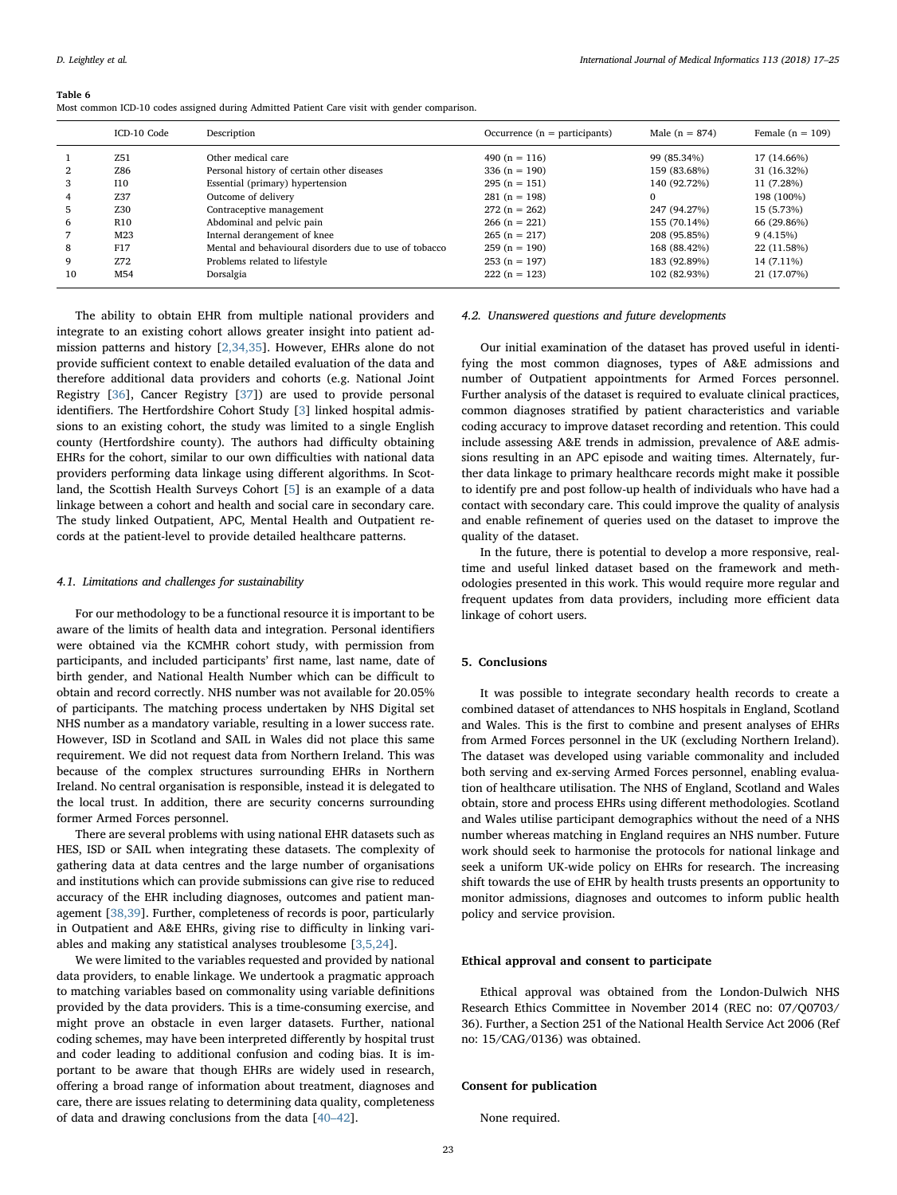**Table 6**
Most common ICD-10 codes assigned during Admitted Patient Care visit with gender comparison.

| | ICD-10 Code | Description | Occurrence (n = participants) | Male (n = 874) | Female (n = 109) |
|---|---|---|---|---|---|
| 1 | Z51 | Other medical care | 490 (n = 116) | 99 (85.34%) | 17 (14.66%) |
| 2 | Z86 | Personal history of certain other diseases | 336 (n = 190) | 159 (83.68%) | 31 (16.32%) |
| 3 | I10 | Essential (primary) hypertension | 295 (n = 151) | 140 (92.72%) | 11 (7.28%) |
| 4 | Z37 | Outcome of delivery | 281 (n = 198) | 0 | 198 (100%) |
| 5 | Z30 | Contraceptive management | 272 (n = 262) | 247 (94.27%) | 15 (5.73%) |
| 6 | R10 | Abdominal and pelvic pain | 266 (n = 221) | 155 (70.14%) | 66 (29.86%) |
| 7 | M23 | Internal derangement of knee | 265 (n = 217) | 208 (95.85%) | 9 (4.15%) |
| 8 | F17 | Mental and behavioural disorders due to use of tobacco | 259 (n = 190) | 168 (88.42%) | 22 (11.58%) |
| 9 | Z72 | Problems related to lifestyle | 253 (n = 197) | 183 (92.89%) | 14 (7.11%) |
| 10 | M54 | Dorsalgia | 222 (n = 123) | 102 (82.93%) | 21 (17.07%) |

The ability to obtain EHR from multiple national providers and integrate to an existing cohort allows greater insight into patient admission patterns and history [2,34,35]. However, EHRs alone do not provide sufficient context to enable detailed evaluation of the data and therefore additional data providers and cohorts (e.g. National Joint Registry [36], Cancer Registry [37]) are used to provide personal identifiers. The Hertfordshire Cohort Study [3] linked hospital admissions to an existing cohort, the study was limited to a single English county (Hertfordshire county). The authors had difficulty obtaining EHRs for the cohort, similar to our own difficulties with national data providers performing data linkage using different algorithms. In Scotland, the Scottish Health Surveys Cohort [5] is an example of a data linkage between a cohort and health and social care in secondary care. The study linked Outpatient, APC, Mental Health and Outpatient records at the patient-level to provide detailed healthcare patterns.

### 4.1. Limitations and challenges for sustainability

For our methodology to be a functional resource it is important to be aware of the limits of health data and integration. Personal identifiers were obtained via the KCMHR cohort study, with permission from participants, and included participants' first name, last name, date of birth gender, and National Health Number which can be difficult to obtain and record correctly. NHS number was not available for 20.05% of participants. The matching process undertaken by NHS Digital set NHS number as a mandatory variable, resulting in a lower success rate. However, ISD in Scotland and SAIL in Wales did not place this same requirement. We did not request data from Northern Ireland. This was because of the complex structures surrounding EHRs in Northern Ireland. No central organisation is responsible, instead it is delegated to the local trust. In addition, there are security concerns surrounding former Armed Forces personnel.

There are several problems with using national EHR datasets such as HES, ISD or SAIL when integrating these datasets. The complexity of gathering data at data centres and the large number of organisations and institutions which can provide submissions can give rise to reduced accuracy of the EHR including diagnoses, outcomes and patient management [38,39]. Further, completeness of records is poor, particularly in Outpatient and A&E EHRs, giving rise to difficulty in linking variables and making any statistical analyses troublesome [3,5,24].

We were limited to the variables requested and provided by national data providers, to enable linkage. We undertook a pragmatic approach to matching variables based on commonality using variable definitions provided by the data providers. This is a time-consuming exercise, and might prove an obstacle in even larger datasets. Further, national coding schemes, may have been interpreted differently by hospital trust and coder leading to additional confusion and coding bias. It is important to be aware that though EHRs are widely used in research, offering a broad range of information about treatment, diagnoses and care, there are issues relating to determining data quality, completeness of data and drawing conclusions from the data [40–42].

### 4.2. Unanswered questions and future developments

Our initial examination of the dataset has proved useful in identifying the most common diagnoses, types of A&E admissions and number of Outpatient appointments for Armed Forces personnel. Further analysis of the dataset is required to evaluate clinical practices, common diagnoses stratified by patient characteristics and variable coding accuracy to improve dataset recording and retention. This could include assessing A&E trends in admission, prevalence of A&E admissions resulting in an APC episode and waiting times. Alternately, further data linkage to primary healthcare records might make it possible to identify pre and post follow-up health of individuals who have had a contact with secondary care. This could improve the quality of analysis and enable refinement of queries used on the dataset to improve the quality of the dataset.

In the future, there is potential to develop a more responsive, real-time and useful linked dataset based on the framework and methodologies presented in this work. This would require more regular and frequent updates from data providers, including more efficient data linkage of cohort users.

## 5. Conclusions

It was possible to integrate secondary health records to create a combined dataset of attendances to NHS hospitals in England, Scotland and Wales. This is the first to combine and present analyses of EHRs from Armed Forces personnel in the UK (excluding Northern Ireland). The dataset was developed using variable commonality and included both serving and ex-serving Armed Forces personnel, enabling evaluation of healthcare utilisation. The NHS of England, Scotland and Wales obtain, store and process EHRs using different methodologies. Scotland and Wales utilise participant demographics without the need of a NHS number whereas matching in England requires an NHS number. Future work should seek to harmonise the protocols for national linkage and seek a uniform UK-wide policy on EHRs for research. The increasing shift towards the use of EHR by health trusts presents an opportunity to monitor admissions, diagnoses and outcomes to inform public health policy and service provision.

## Ethical approval and consent to participate

Ethical approval was obtained from the London-Dulwich NHS Research Ethics Committee in November 2014 (REC no: 07/Q0703/36). Further, a Section 251 of the National Health Service Act 2006 (Ref no: 15/CAG/0136) was obtained.

## Consent for publication

None required.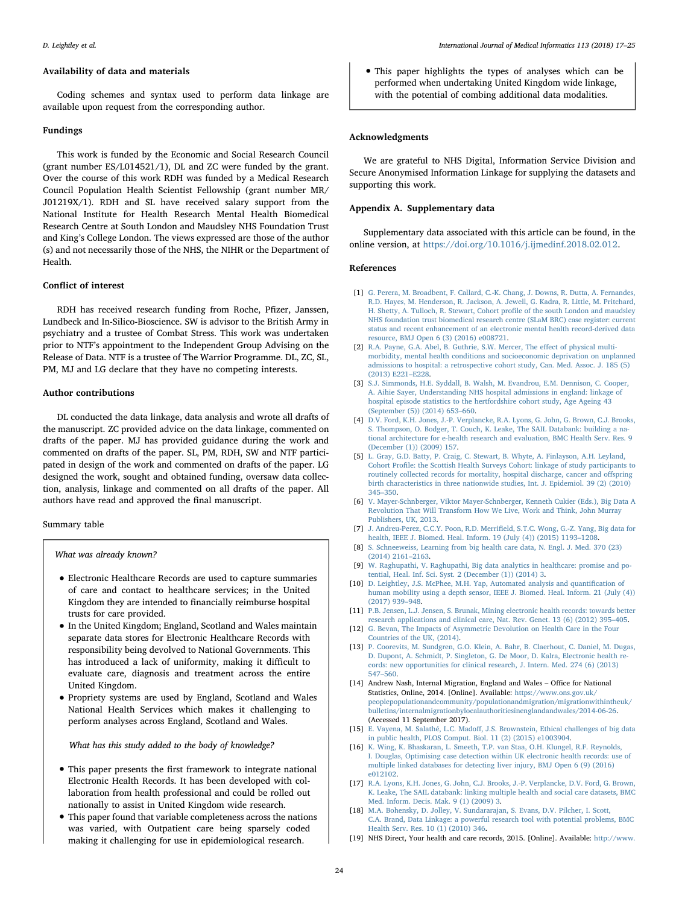## Availability of data and materials

Coding schemes and syntax used to perform data linkage are available upon request from the corresponding author.

## Fundings

This work is funded by the Economic and Social Research Council (grant number ES/L014521/1), DL and ZC were funded by the grant. Over the course of this work RDH was funded by a Medical Research Council Population Health Scientist Fellowship (grant number MR/J01219X/1). RDH and SL have received salary support from the National Institute for Health Research Mental Health Biomedical Research Centre at South London and Maudsley NHS Foundation Trust and King's College London. The views expressed are those of the author (s) and not necessarily those of the NHS, the NIHR or the Department of Health.

## Conflict of interest

RDH has received research funding from Roche, Pfizer, Janssen, Lundbeck and In-Silico-Bioscience. SW is advisor to the British Army in psychiatry and a trustee of Combat Stress. This work was undertaken prior to NTF's appointment to the Independent Group Advising on the Release of Data. NTF is a trustee of The Warrior Programme. DL, ZC, SL, PM, MJ and LG declare that they have no competing interests.

## Author contributions

DL conducted the data linkage, data analysis and wrote all drafts of the manuscript. ZC provided advice on the data linkage, commented on drafts of the paper. MJ has provided guidance during the work and commented on drafts of the paper. SL, PM, RDH, SW and NTF participated in design of the work and commented on drafts of the paper. LG designed the work, sought and obtained funding, oversaw data collection, analysis, linkage and commented on all drafts of the paper. All authors have read and approved the final manuscript.

Summary table

*What was already known?*

- Electronic Healthcare Records are used to capture summaries of care and contact to healthcare services; in the United Kingdom they are intended to financially reimburse hospital trusts for care provided.
- In the United Kingdom; England, Scotland and Wales maintain separate data stores for Electronic Healthcare Records with responsibility being devolved to National Governments. This has introduced a lack of uniformity, making it difficult to evaluate care, diagnosis and treatment across the entire United Kingdom.
- Propriety systems are used by England, Scotland and Wales National Health Services which makes it challenging to perform analyses across England, Scotland and Wales.

*What has this study added to the body of knowledge?*

- This paper presents the first framework to integrate national Electronic Health Records. It has been developed with collaboration from health professional and could be rolled out nationally to assist in United Kingdom wide research.
- This paper found that variable completeness across the nations was varied, with Outpatient care being sparsely coded making it challenging for use in epidemiological research.
- This paper highlights the types of analyses which can be performed when undertaking United Kingdom wide linkage, with the potential of combing additional data modalities.

## Acknowledgments

We are grateful to NHS Digital, Information Service Division and Secure Anonymised Information Linkage for supplying the datasets and supporting this work.

## Appendix A. Supplementary data

Supplementary data associated with this article can be found, in the online version, at https://doi.org/10.1016/j.ijmedinf.2018.02.012.

## References

[1] G. Perera, M. Broadbent, F. Callard, C.-K. Chang, J. Downs, R. Dutta, A. Fernandes, R.D. Hayes, M. Henderson, R. Jackson, A. Jewell, G. Kadra, R. Little, M. Pritchard, H. Shetty, A. Tulloch, R. Stewart, Cohort profile of the south London and maudsley NHS foundation trust biomedical research centre (SLaM BRC) case register: current status and recent enhancement of an electronic mental health record-derived data resource, BMJ Open 6 (3) (2016) e008721.

[2] R.A. Payne, G.A. Abel, B. Guthrie, S.W. Mercer, The effect of physical multimorbidity, mental health conditions and socioeconomic deprivation on unplanned admissions to hospital: a retrospective cohort study, Can. Med. Assoc. J. 185 (5) (2013) E221–E228.

[3] S.J. Simmonds, H.E. Syddall, B. Walsh, M. Evandrou, E.M. Dennison, C. Cooper, A. Aihie Sayer, Understanding NHS hospital admissions in england: linkage of hospital episode statistics to the hertfordshire cohort study, Age Ageing 43 (September (5)) (2014) 653–660.

[4] D.V. Ford, K.H. Jones, J.-P. Verplancke, R.A. Lyons, G. John, G. Brown, C.J. Brooks, S. Thompson, O. Bodger, T. Couch, K. Leake, The SAIL Databank: building a national architecture for e-health research and evaluation, BMC Health Serv. Res. 9 (December (1)) (2009) 157.

[5] L. Gray, G.D. Batty, P. Craig, C. Stewart, B. Whyte, A. Finlayson, A.H. Leyland, Cohort Profile: the Scottish Health Surveys Cohort: linkage of study participants to routinely collected records for mortality, hospital discharge, cancer and offspring birth characteristics in three nationwide studies, Int. J. Epidemiol. 39 (2) (2010) 345–350.

[6] V. Mayer-Schnberger, Viktor Mayer-Schnberger, Kenneth Cukier (Eds.), Big Data A Revolution That Will Transform How We Live, Work and Think, John Murray Publishers, UK, 2013.

[7] J. Andreu-Perez, C.C.Y. Poon, R.D. Merrifield, S.T.C. Wong, G.-Z. Yang, Big data for health, IEEE J. Biomed. Heal. Inform. 19 (July (4)) (2015) 1193–1208.

[8] S. Schneeweiss, Learning from big health care data, N. Engl. J. Med. 370 (23) (2014) 2161–2163.

[9] W. Raghupathi, V. Raghupathi, Big data analytics in healthcare: promise and potential, Heal. Inf. Sci. Syst. 2 (December (1)) (2014) 3.

[10] D. Leightley, J.S. McPhee, M.H. Yap, Automated analysis and quantification of human mobility using a depth sensor, IEEE J. Biomed. Heal. Inform. 21 (July (4)) (2017) 939–948.

[11] P.B. Jensen, L.J. Jensen, S. Brunak, Mining electronic health records: towards better research applications and clinical care, Nat. Rev. Genet. 13 (6) (2012) 395–405.

[12] G. Bevan, The Impacts of Asymmetric Devolution on Health Care in the Four Countries of the UK, (2014).

[13] P. Coorevits, M. Sundgren, G.O. Klein, A. Bahr, B. Claerhout, C. Daniel, M. Dugas, D. Dupont, A. Schmidt, P. Singleton, G. De Moor, D. Kalra, Electronic health records: new opportunities for clinical research, J. Intern. Med. 274 (6) (2013) 547–560.

[14] Andrew Nash, Internal Migration, England and Wales – Office for National Statistics, Online, 2014. [Online]. Available: https://www.ons.gov.uk/peoplepopulationandcommunity/populationandmigration/migrationwithintheuk/bulletins/internalmigrationbylocalauthoritiesinenglandandwales/2014-06-26. (Accessed 11 September 2017).

[15] E. Vayena, M. Salathé, L.C. Madoff, J.S. Brownstein, Ethical challenges of big data in public health, PLOS Comput. Biol. 11 (2) (2015) e1003904.

[16] K. Wing, K. Bhaskaran, L. Smeeth, T.P. van Staa, O.H. Klungel, R.F. Reynolds, I. Douglas, Optimising case detection within UK electronic health records: use of multiple linked databases for detecting liver injury, BMJ Open 6 (9) (2016) e012102.

[17] R.A. Lyons, K.H. Jones, G. John, C.J. Brooks, J.-P. Verplancke, D.V. Ford, G. Brown, K. Leake, The SAIL databank: linking multiple health and social care datasets, BMC Med. Inform. Decis. Mak. 9 (1) (2009) 3.

[18] M.A. Bohensky, D. Jolley, V. Sundararajan, S. Evans, D.V. Pilcher, I. Scott, C.A. Brand, Data Linkage: a powerful research tool with potential problems, BMC Health Serv. Res. 10 (1) (2010) 346.

[19] NHS Direct, Your health and care records, 2015. [Online]. Available: http://www.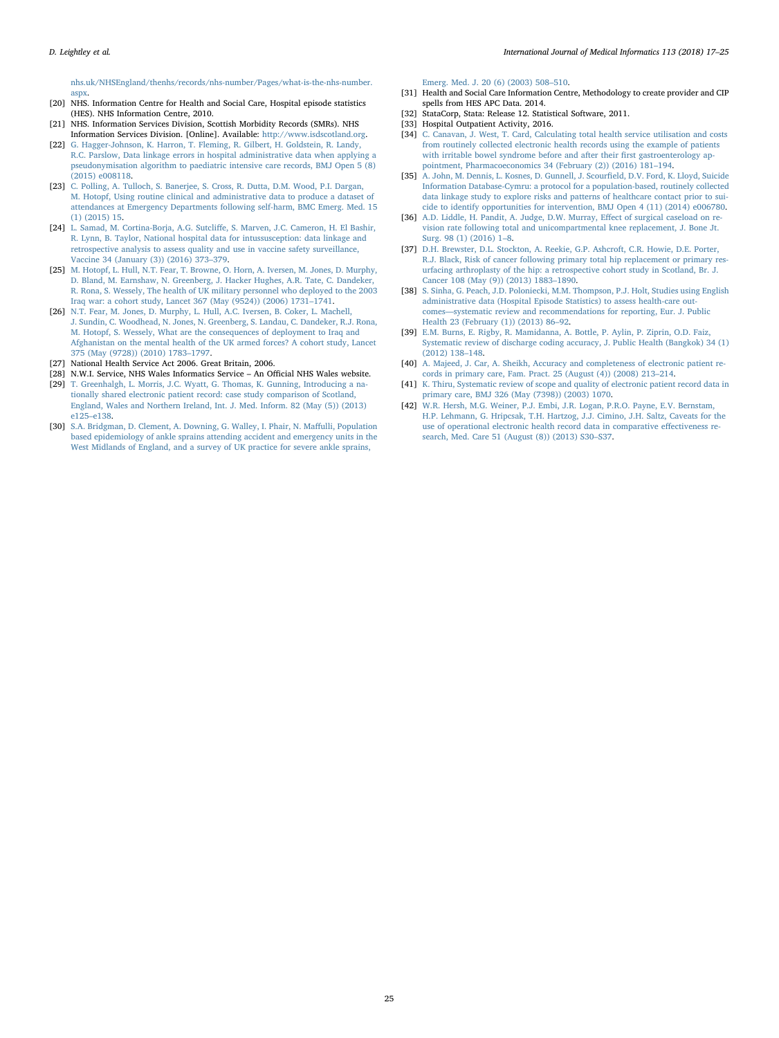nhs.uk/NHSEngland/thenhs/records/nhs-number/Pages/what-is-the-nhs-number.aspx.

[20] NHS. Information Centre for Health and Social Care, Hospital episode statistics (HES). NHS Information Centre, 2010.

[21] NHS. Information Services Division, Scottish Morbidity Records (SMRs). NHS Information Services Division. [Online]. Available: http://www.isdscotland.org.

[22] G. Hagger-Johnson, K. Harron, T. Fleming, R. Gilbert, H. Goldstein, R. Landy, R.C. Parslow, Data linkage errors in hospital administrative data when applying a pseudonymisation algorithm to paediatric intensive care records, BMJ Open 5 (8) (2015) e008118.

[23] C. Polling, A. Tulloch, S. Banerjee, S. Cross, R. Dutta, D.M. Wood, P.I. Dargan, M. Hotopf, Using routine clinical and administrative data to produce a dataset of attendances at Emergency Departments following self-harm, BMC Emerg. Med. 15 (1) (2015) 15.

[24] L. Samad, M. Cortina-Borja, A.G. Sutcliffe, S. Marven, J.C. Cameron, H. El Bashir, R. Lynn, B. Taylor, National hospital data for intussusception: data linkage and retrospective analysis to assess quality and use in vaccine safety surveillance, Vaccine 34 (January (3)) (2016) 373–379.

[25] M. Hotopf, L. Hull, N.T. Fear, T. Browne, O. Horn, A. Iversen, M. Jones, D. Murphy, D. Bland, M. Earnshaw, N. Greenberg, J. Hacker Hughes, A.R. Tate, C. Dandeker, R. Rona, S. Wessely, The health of UK military personnel who deployed to the 2003 Iraq war: a cohort study, Lancet 367 (May (9524)) (2006) 1731–1741.

[26] N.T. Fear, M. Jones, D. Murphy, L. Hull, A.C. Iversen, B. Coker, L. Machell, J. Sundin, C. Woodhead, N. Jones, N. Greenberg, S. Landau, C. Dandeker, R.J. Rona, M. Hotopf, S. Wessely, What are the consequences of deployment to Iraq and Afghanistan on the mental health of the UK armed forces? A cohort study, Lancet 375 (May (9728)) (2010) 1783–1797.

[27] National Health Service Act 2006. Great Britain, 2006.

[28] N.W.I. Service, NHS Wales Informatics Service – An Official NHS Wales website.

[29] T. Greenhalgh, L. Morris, J.C. Wyatt, G. Thomas, K. Gunning, Introducing a nationally shared electronic patient record: case study comparison of Scotland, England, Wales and Northern Ireland, Int. J. Med. Inform. 82 (May (5)) (2013) e125–e138.

[30] S.A. Bridgman, D. Clement, A. Downing, G. Walley, I. Phair, N. Maffulli, Population based epidemiology of ankle sprains attending accident and emergency units in the West Midlands of England, and a survey of UK practice for severe ankle sprains, Emerg. Med. J. 20 (6) (2003) 508–510.

[31] Health and Social Care Information Centre, Methodology to create provider and CIP spells from HES APC Data. 2014.

[32] StataCorp, Stata: Release 12. Statistical Software, 2011.

[33] Hospital Outpatient Activity, 2016.

[34] C. Canavan, J. West, T. Card, Calculating total health service utilisation and costs from routinely collected electronic health records using the example of patients with irritable bowel syndrome before and after their first gastroenterology appointment, Pharmacoeconomics 34 (February (2)) (2016) 181–194.

[35] A. John, M. Dennis, L. Kosnes, D. Gunnell, J. Scourfield, D.V. Ford, K. Lloyd, Suicide Information Database-Cymru: a protocol for a population-based, routinely collected data linkage study to explore risks and patterns of healthcare contact prior to suicide to identify opportunities for intervention, BMJ Open 4 (11) (2014) e006780.

[36] A.D. Liddle, H. Pandit, A. Judge, D.W. Murray, Effect of surgical caseload on revision rate following total and unicompartmental knee replacement, J. Bone Jt. Surg. 98 (1) (2016) 1–8.

[37] D.H. Brewster, D.L. Stockton, A. Reekie, G.P. Ashcroft, C.R. Howie, D.E. Porter, R.J. Black, Risk of cancer following primary total hip replacement or primary resurfacing arthroplasty of the hip: a retrospective cohort study in Scotland, Br. J. Cancer 108 (May (9)) (2013) 1883–1890.

[38] S. Sinha, G. Peach, J.D. Poloniecki, M.M. Thompson, P.J. Holt, Studies using English administrative data (Hospital Episode Statistics) to assess health-care outcomes—systematic review and recommendations for reporting, Eur. J. Public Health 23 (February (1)) (2013) 86–92.

[39] E.M. Burns, E. Rigby, R. Mamidanna, A. Bottle, P. Aylin, P. Ziprin, O.D. Faiz, Systematic review of discharge coding accuracy, J. Public Health (Bangkok) 34 (1) (2012) 138–148.

[40] A. Majeed, J. Car, A. Sheikh, Accuracy and completeness of electronic patient records in primary care, Fam. Pract. 25 (August (4)) (2008) 213–214.

[41] K. Thiru, Systematic review of scope and quality of electronic patient record data in primary care, BMJ 326 (May (7398)) (2003) 1070.

[42] W.R. Hersh, M.G. Weiner, P.J. Embi, J.R. Logan, P.R.O. Payne, E.V. Bernstam, H.P. Lehmann, G. Hripcsak, T.H. Hartzog, J.J. Cimino, J.H. Saltz, Caveats for the use of operational electronic health record data in comparative effectiveness research, Med. Care 51 (August (8)) (2013) S30–S37.